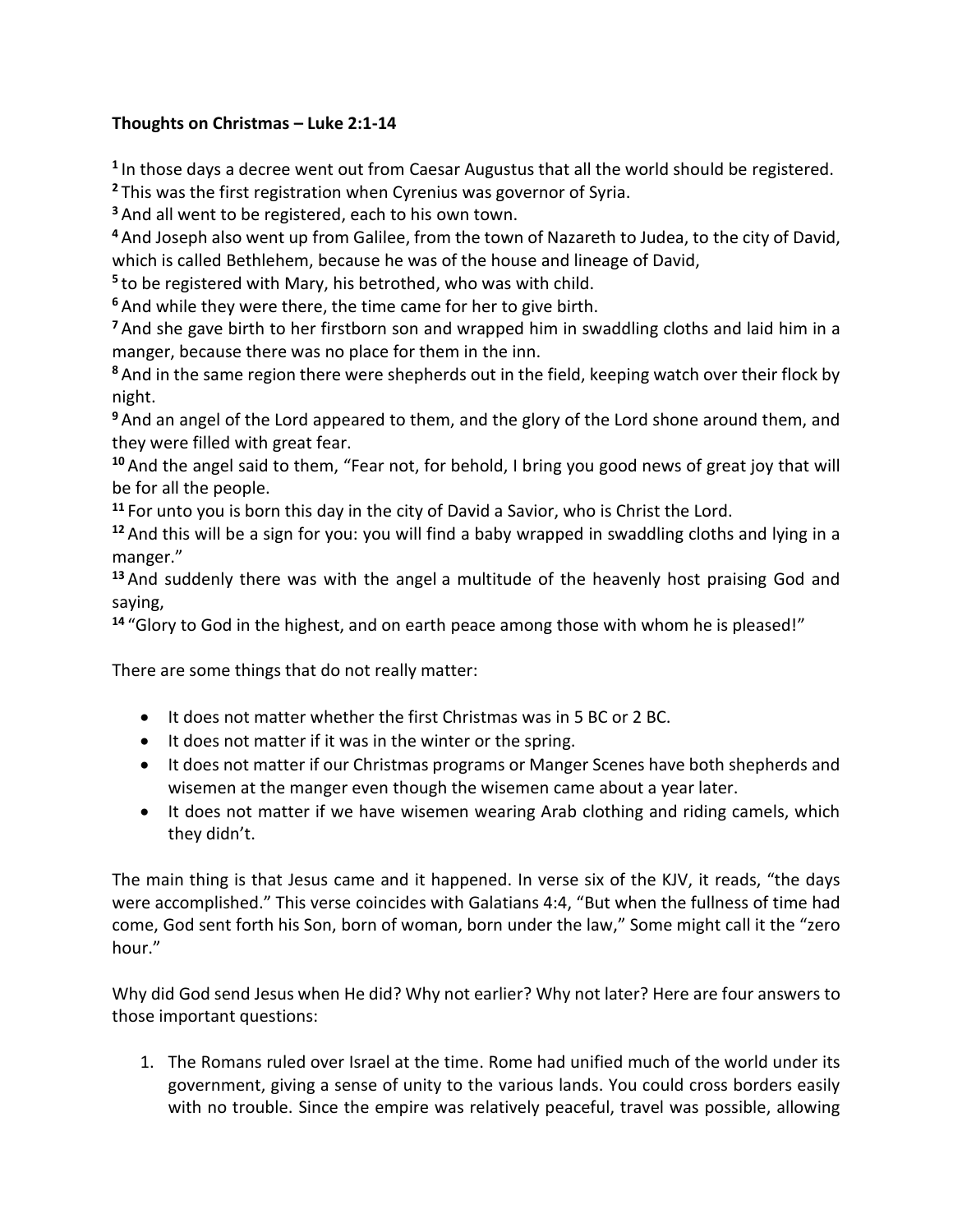**Thoughts on Christmas – Luke 2:1-14**

[1] In those days a decree went out from Caesar Augustus that all the world should be registered.
[2] This was the first registration when Cyrenius was governor of Syria.
[3] And all went to be registered, each to his own town.
[4] And Joseph also went up from Galilee, from the town of Nazareth to Judea, to the city of David, which is called Bethlehem, because he was of the house and lineage of David,
[5] to be registered with Mary, his betrothed, who was with child.
[6] And while they were there, the time came for her to give birth.
[7] And she gave birth to her firstborn son and wrapped him in swaddling cloths and laid him in a manger, because there was no place for them in the inn.
[8] And in the same region there were shepherds out in the field, keeping watch over their flock by night.
[9] And an angel of the Lord appeared to them, and the glory of the Lord shone around them, and they were filled with great fear.
[10] And the angel said to them, "Fear not, for behold, I bring you good news of great joy that will be for all the people.
[11] For unto you is born this day in the city of David a Savior, who is Christ the Lord.
[12] And this will be a sign for you: you will find a baby wrapped in swaddling cloths and lying in a manger."
[13] And suddenly there was with the angel a multitude of the heavenly host praising God and saying,
[14] "Glory to God in the highest, and on earth peace among those with whom he is pleased!"

There are some things that do not really matter:

- It does not matter whether the first Christmas was in 5 BC or 2 BC.
- It does not matter if it was in the winter or the spring.
- It does not matter if our Christmas programs or Manger Scenes have both shepherds and wisemen at the manger even though the wisemen came about a year later.
- It does not matter if we have wisemen wearing Arab clothing and riding camels, which they didn't.

The main thing is that Jesus came and it happened. In verse six of the KJV, it reads, "the days were accomplished." This verse coincides with Galatians 4:4, "But when the fullness of time had come, God sent forth his Son, born of woman, born under the law," Some might call it the "zero hour."

Why did God send Jesus when He did? Why not earlier? Why not later? Here are four answers to those important questions:

1. The Romans ruled over Israel at the time. Rome had unified much of the world under its government, giving a sense of unity to the various lands. You could cross borders easily with no trouble. Since the empire was relatively peaceful, travel was possible, allowing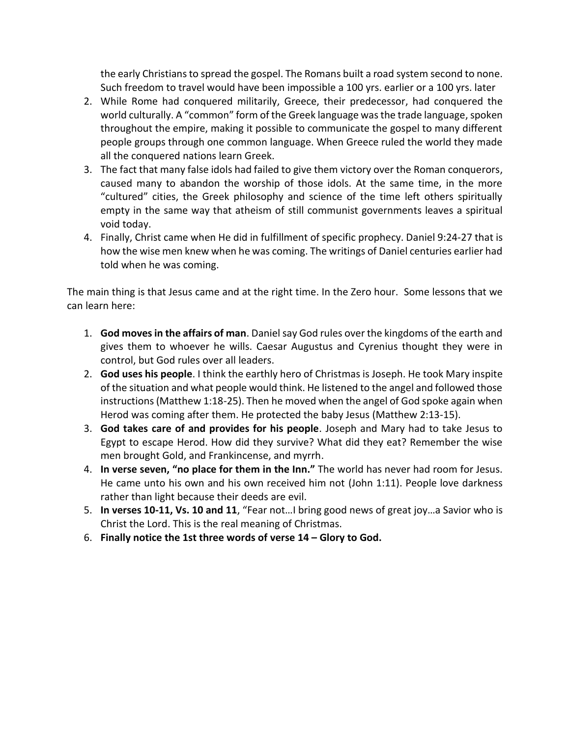the early Christians to spread the gospel. The Romans built a road system second to none. Such freedom to travel would have been impossible a 100 yrs. earlier or a 100 yrs. later

2. While Rome had conquered militarily, Greece, their predecessor, had conquered the world culturally. A "common" form of the Greek language was the trade language, spoken throughout the empire, making it possible to communicate the gospel to many different people groups through one common language. When Greece ruled the world they made all the conquered nations learn Greek.
3. The fact that many false idols had failed to give them victory over the Roman conquerors, caused many to abandon the worship of those idols. At the same time, in the more "cultured" cities, the Greek philosophy and science of the time left others spiritually empty in the same way that atheism of still communist governments leaves a spiritual void today.
4. Finally, Christ came when He did in fulfillment of specific prophecy. Daniel 9:24-27 that is how the wise men knew when he was coming. The writings of Daniel centuries earlier had told when he was coming.

The main thing is that Jesus came and at the right time. In the Zero hour. Some lessons that we can learn here:

1. **God moves in the affairs of man**. Daniel say God rules over the kingdoms of the earth and gives them to whoever he wills. Caesar Augustus and Cyrenius thought they were in control, but God rules over all leaders.
2. **God uses his people**. I think the earthly hero of Christmas is Joseph. He took Mary inspite of the situation and what people would think. He listened to the angel and followed those instructions (Matthew 1:18-25). Then he moved when the angel of God spoke again when Herod was coming after them. He protected the baby Jesus (Matthew 2:13-15).
3. **God takes care of and provides for his people**. Joseph and Mary had to take Jesus to Egypt to escape Herod. How did they survive? What did they eat? Remember the wise men brought Gold, and Frankincense, and myrrh.
4. **In verse seven, "no place for them in the Inn."** The world has never had room for Jesus. He came unto his own and his own received him not (John 1:11). People love darkness rather than light because their deeds are evil.
5. **In verses 10-11, Vs. 10 and 11**, "Fear not…I bring good news of great joy…a Savior who is Christ the Lord. This is the real meaning of Christmas.
6. **Finally notice the 1st three words of verse 14 – Glory to God.**